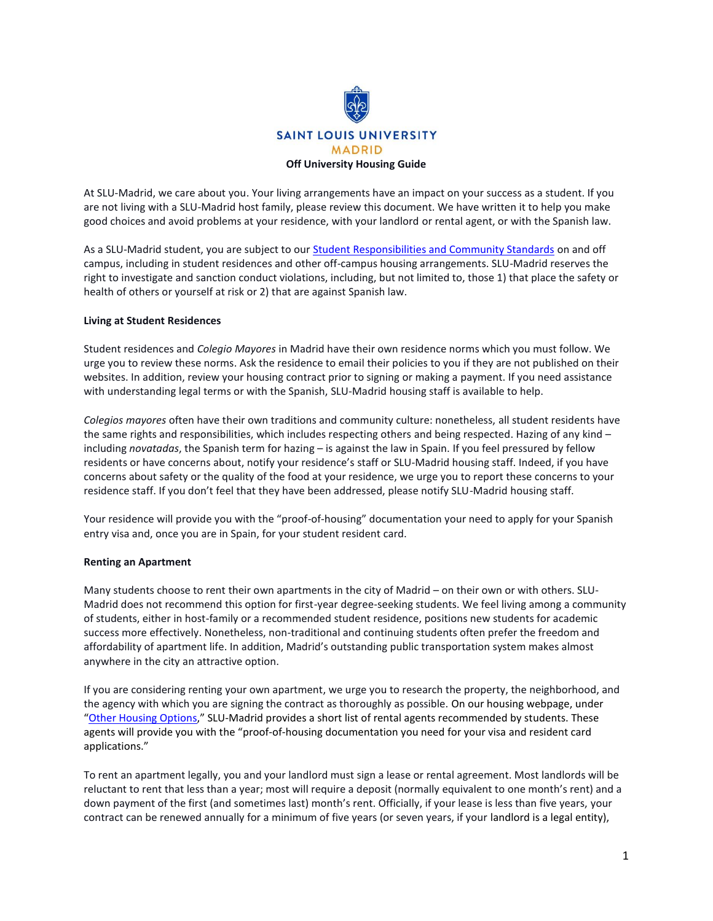SAINT LOUIS UNIVERSITY
MADRID

# Off University Housing Guide

At SLU-Madrid, we care about you. Your living arrangements have an impact on your success as a student. If you are not living with a SLU-Madrid host family, please review this document. We have written it to help you make good choices and avoid problems at your residence, with your landlord or rental agent, or with the Spanish law.

As a SLU-Madrid student, you are subject to our [Student Responsibilities and Community Standards]() on and off campus, including in student residences and other off-campus housing arrangements. SLU-Madrid reserves the right to investigate and sanction conduct violations, including, but not limited to, those 1) that place the safety or health of others or yourself at risk or 2) that are against Spanish law.

**Living at Student Residences**

Student residences and *Colegio Mayores* in Madrid have their own residence norms which you must follow. We urge you to review these norms. Ask the residence to email their policies to you if they are not published on their websites. In addition, review your housing contract prior to signing or making a payment. If you need assistance with understanding legal terms or with the Spanish, SLU-Madrid housing staff is available to help.

*Colegios mayores* often have their own traditions and community culture: nonetheless, all student residents have the same rights and responsibilities, which includes respecting others and being respected. Hazing of any kind – including *novatadas*, the Spanish term for hazing – is against the law in Spain. If you feel pressured by fellow residents or have concerns about, notify your residence's staff or SLU-Madrid housing staff. Indeed, if you have concerns about safety or the quality of the food at your residence, we urge you to report these concerns to your residence staff. If you don't feel that they have been addressed, please notify SLU-Madrid housing staff.

Your residence will provide you with the "proof-of-housing" documentation your need to apply for your Spanish entry visa and, once you are in Spain, for your student resident card.

**Renting an Apartment**

Many students choose to rent their own apartments in the city of Madrid – on their own or with others. SLU-Madrid does not recommend this option for first-year degree-seeking students. We feel living among a community of students, either in host-family or a recommended student residence, positions new students for academic success more effectively. Nonetheless, non-traditional and continuing students often prefer the freedom and affordability of apartment life. In addition, Madrid's outstanding public transportation system makes almost anywhere in the city an attractive option.

If you are considering renting your own apartment, we urge you to research the property, the neighborhood, and the agency with which you are signing the contract as thoroughly as possible. On our housing webpage, under "[Other Housing Options]()," SLU-Madrid provides a short list of rental agents recommended by students. These agents will provide you with the "proof-of-housing documentation you need for your visa and resident card applications."

To rent an apartment legally, you and your landlord must sign a lease or rental agreement. Most landlords will be reluctant to rent that less than a year; most will require a deposit (normally equivalent to one month's rent) and a down payment of the first (and sometimes last) month's rent. Officially, if your lease is less than five years, your contract can be renewed annually for a minimum of five years (or seven years, if your landlord is a legal entity),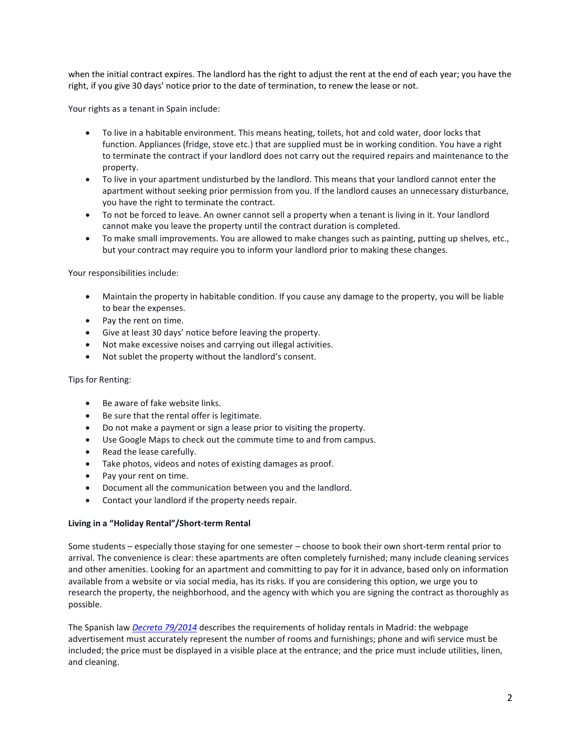when the initial contract expires. The landlord has the right to adjust the rent at the end of each year; you have the right, if you give 30 days' notice prior to the date of termination, to renew the lease or not.

Your rights as a tenant in Spain include:

- To live in a habitable environment. This means heating, toilets, hot and cold water, door locks that function. Appliances (fridge, stove etc.) that are supplied must be in working condition. You have a right to terminate the contract if your landlord does not carry out the required repairs and maintenance to the property.
- To live in your apartment undisturbed by the landlord. This means that your landlord cannot enter the apartment without seeking prior permission from you. If the landlord causes an unnecessary disturbance, you have the right to terminate the contract.
- To not be forced to leave. An owner cannot sell a property when a tenant is living in it. Your landlord cannot make you leave the property until the contract duration is completed.
- To make small improvements. You are allowed to make changes such as painting, putting up shelves, etc., but your contract may require you to inform your landlord prior to making these changes.

Your responsibilities include:

- Maintain the property in habitable condition. If you cause any damage to the property, you will be liable to bear the expenses.
- Pay the rent on time.
- Give at least 30 days' notice before leaving the property.
- Not make excessive noises and carrying out illegal activities.
- Not sublet the property without the landlord's consent.

Tips for Renting:

- Be aware of fake website links.
- Be sure that the rental offer is legitimate.
- Do not make a payment or sign a lease prior to visiting the property.
- Use Google Maps to check out the commute time to and from campus.
- Read the lease carefully.
- Take photos, videos and notes of existing damages as proof.
- Pay your rent on time.
- Document all the communication between you and the landlord.
- Contact your landlord if the property needs repair.

**Living in a "Holiday Rental"/Short-term Rental**

Some students – especially those staying for one semester – choose to book their own short-term rental prior to arrival. The convenience is clear: these apartments are often completely furnished; many include cleaning services and other amenities. Looking for an apartment and committing to pay for it in advance, based only on information available from a website or via social media, has its risks. If you are considering this option, we urge you to research the property, the neighborhood, and the agency with which you are signing the contract as thoroughly as possible.

The Spanish law *Decreto 79/2014* describes the requirements of holiday rentals in Madrid: the webpage advertisement must accurately represent the number of rooms and furnishings; phone and wifi service must be included; the price must be displayed in a visible place at the entrance; and the price must include utilities, linen, and cleaning.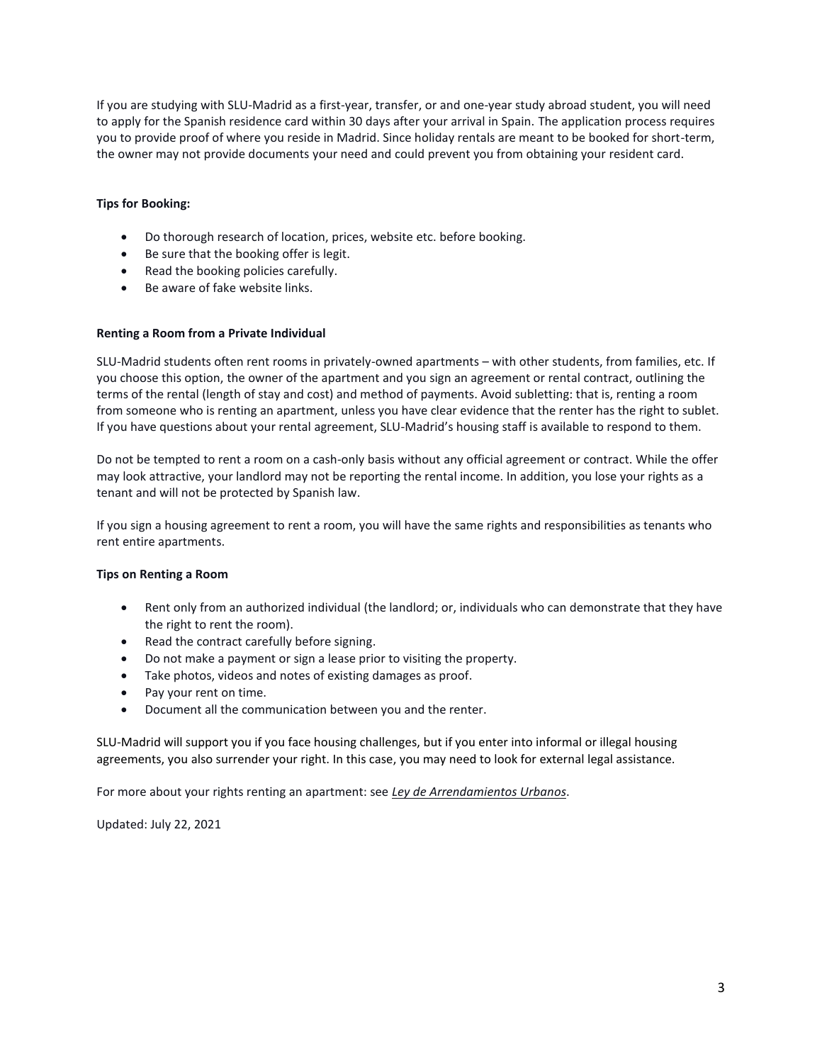If you are studying with SLU-Madrid as a first-year, transfer, or and one-year study abroad student, you will need to apply for the Spanish residence card within 30 days after your arrival in Spain. The application process requires you to provide proof of where you reside in Madrid. Since holiday rentals are meant to be booked for short-term, the owner may not provide documents your need and could prevent you from obtaining your resident card.

**Tips for Booking:**

- Do thorough research of location, prices, website etc. before booking.
- Be sure that the booking offer is legit.
- Read the booking policies carefully.
- Be aware of fake website links.

**Renting a Room from a Private Individual**

SLU-Madrid students often rent rooms in privately-owned apartments – with other students, from families, etc. If you choose this option, the owner of the apartment and you sign an agreement or rental contract, outlining the terms of the rental (length of stay and cost) and method of payments. Avoid subletting: that is, renting a room from someone who is renting an apartment, unless you have clear evidence that the renter has the right to sublet. If you have questions about your rental agreement, SLU-Madrid's housing staff is available to respond to them.

Do not be tempted to rent a room on a cash-only basis without any official agreement or contract. While the offer may look attractive, your landlord may not be reporting the rental income. In addition, you lose your rights as a tenant and will not be protected by Spanish law.

If you sign a housing agreement to rent a room, you will have the same rights and responsibilities as tenants who rent entire apartments.

**Tips on Renting a Room**

- Rent only from an authorized individual (the landlord; or, individuals who can demonstrate that they have the right to rent the room).
- Read the contract carefully before signing.
- Do not make a payment or sign a lease prior to visiting the property.
- Take photos, videos and notes of existing damages as proof.
- Pay your rent on time.
- Document all the communication between you and the renter.

SLU-Madrid will support you if you face housing challenges, but if you enter into informal or illegal housing agreements, you also surrender your right. In this case, you may need to look for external legal assistance.

For more about your rights renting an apartment: see *Ley de Arrendamientos Urbanos*.

Updated: July 22, 2021